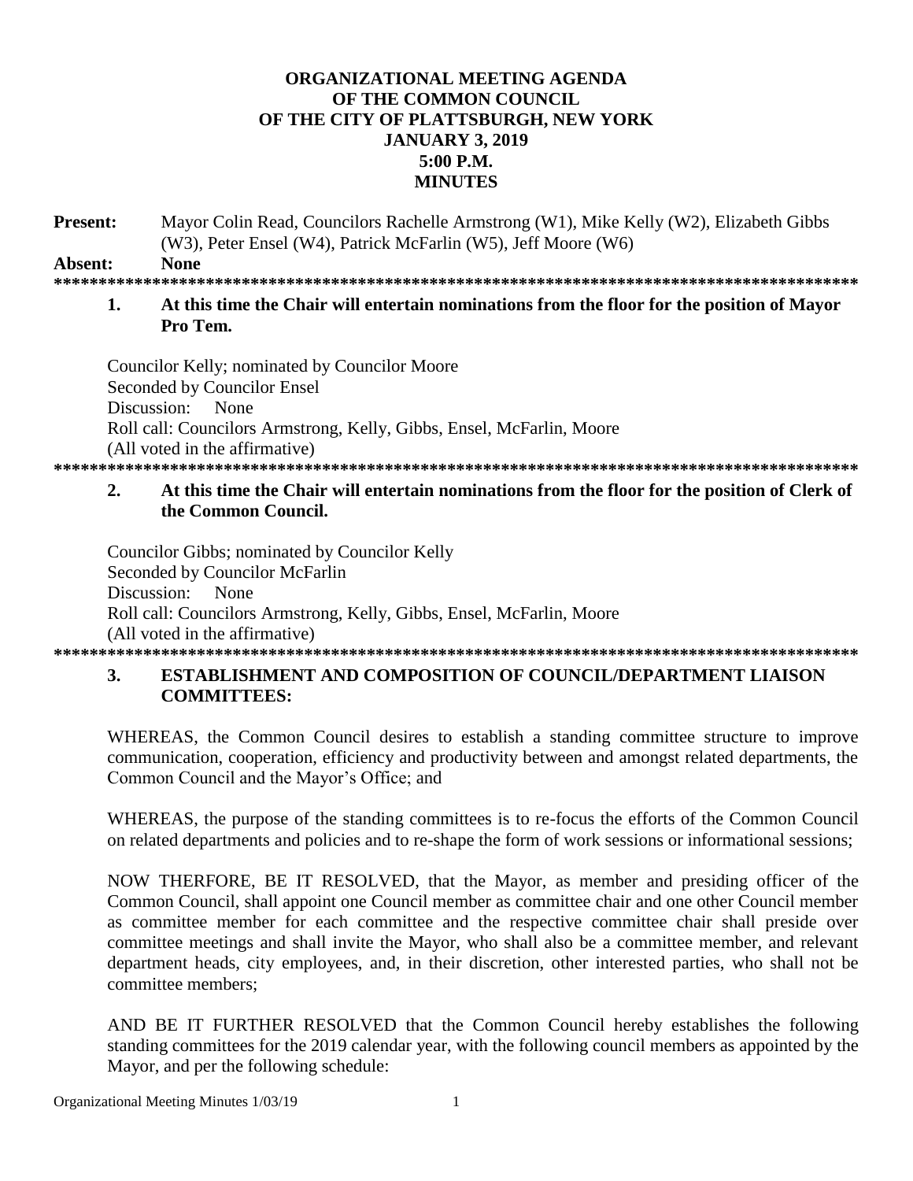# ORGANIZATIONAL MEETING AGENDA OF THE COMMON COUNCIL OF THE CITY OF PLATTSBURGH, NEW YORK JANUARY 3, 2019 5:00 P.M. MINUTES

**Present:** Mayor Colin Read, Councilors Rachelle Armstrong (W1), Mike Kelly (W2), Elizabeth Gibbs (W3), Peter Ensel (W4), Patrick McFarlin (W5), Jeff Moore (W6)

**Absent:** **None**

*******************************************************************************************

**1. At this time the Chair will entertain nominations from the floor for the position of Mayor Pro Tem.**

Councilor Kelly; nominated by Councilor Moore
Seconded by Councilor Ensel
Discussion: None
Roll call: Councilors Armstrong, Kelly, Gibbs, Ensel, McFarlin, Moore
(All voted in the affirmative)

*******************************************************************************************

**2. At this time the Chair will entertain nominations from the floor for the position of Clerk of the Common Council.**

Councilor Gibbs; nominated by Councilor Kelly
Seconded by Councilor McFarlin
Discussion: None
Roll call: Councilors Armstrong, Kelly, Gibbs, Ensel, McFarlin, Moore
(All voted in the affirmative)

*******************************************************************************************

**3. ESTABLISHMENT AND COMPOSITION OF COUNCIL/DEPARTMENT LIAISON COMMITTEES:**

WHEREAS, the Common Council desires to establish a standing committee structure to improve communication, cooperation, efficiency and productivity between and amongst related departments, the Common Council and the Mayor's Office; and

WHEREAS, the purpose of the standing committees is to re-focus the efforts of the Common Council on related departments and policies and to re-shape the form of work sessions or informational sessions;

NOW THERFORE, BE IT RESOLVED, that the Mayor, as member and presiding officer of the Common Council, shall appoint one Council member as committee chair and one other Council member as committee member for each committee and the respective committee chair shall preside over committee meetings and shall invite the Mayor, who shall also be a committee member, and relevant department heads, city employees, and, in their discretion, other interested parties, who shall not be committee members;

AND BE IT FURTHER RESOLVED that the Common Council hereby establishes the following standing committees for the 2019 calendar year, with the following council members as appointed by the Mayor, and per the following schedule: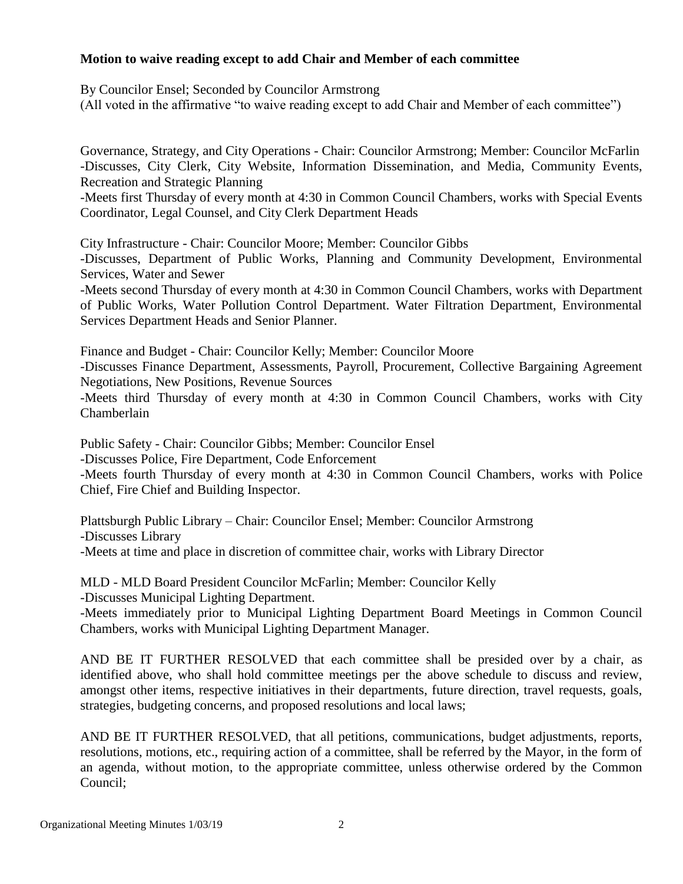**Motion to waive reading except to add Chair and Member of each committee**

By Councilor Ensel; Seconded by Councilor Armstrong
(All voted in the affirmative "to waive reading except to add Chair and Member of each committee")

Governance, Strategy, and City Operations - Chair: Councilor Armstrong; Member: Councilor McFarlin
-Discusses, City Clerk, City Website, Information Dissemination, and Media, Community Events, Recreation and Strategic Planning
-Meets first Thursday of every month at 4:30 in Common Council Chambers, works with Special Events Coordinator, Legal Counsel, and City Clerk Department Heads

City Infrastructure - Chair: Councilor Moore; Member: Councilor Gibbs
-Discusses, Department of Public Works, Planning and Community Development, Environmental Services, Water and Sewer
-Meets second Thursday of every month at 4:30 in Common Council Chambers, works with Department of Public Works, Water Pollution Control Department. Water Filtration Department, Environmental Services Department Heads and Senior Planner.

Finance and Budget - Chair: Councilor Kelly; Member: Councilor Moore
-Discusses Finance Department, Assessments, Payroll, Procurement, Collective Bargaining Agreement Negotiations, New Positions, Revenue Sources
-Meets third Thursday of every month at 4:30 in Common Council Chambers, works with City Chamberlain

Public Safety - Chair: Councilor Gibbs; Member: Councilor Ensel
-Discusses Police, Fire Department, Code Enforcement
-Meets fourth Thursday of every month at 4:30 in Common Council Chambers, works with Police Chief, Fire Chief and Building Inspector.

Plattsburgh Public Library – Chair: Councilor Ensel; Member: Councilor Armstrong
-Discusses Library
-Meets at time and place in discretion of committee chair, works with Library Director

MLD - MLD Board President Councilor McFarlin; Member: Councilor Kelly
-Discusses Municipal Lighting Department.
-Meets immediately prior to Municipal Lighting Department Board Meetings in Common Council Chambers, works with Municipal Lighting Department Manager.

AND BE IT FURTHER RESOLVED that each committee shall be presided over by a chair, as identified above, who shall hold committee meetings per the above schedule to discuss and review, amongst other items, respective initiatives in their departments, future direction, travel requests, goals, strategies, budgeting concerns, and proposed resolutions and local laws;

AND BE IT FURTHER RESOLVED, that all petitions, communications, budget adjustments, reports, resolutions, motions, etc., requiring action of a committee, shall be referred by the Mayor, in the form of an agenda, without motion, to the appropriate committee, unless otherwise ordered by the Common Council;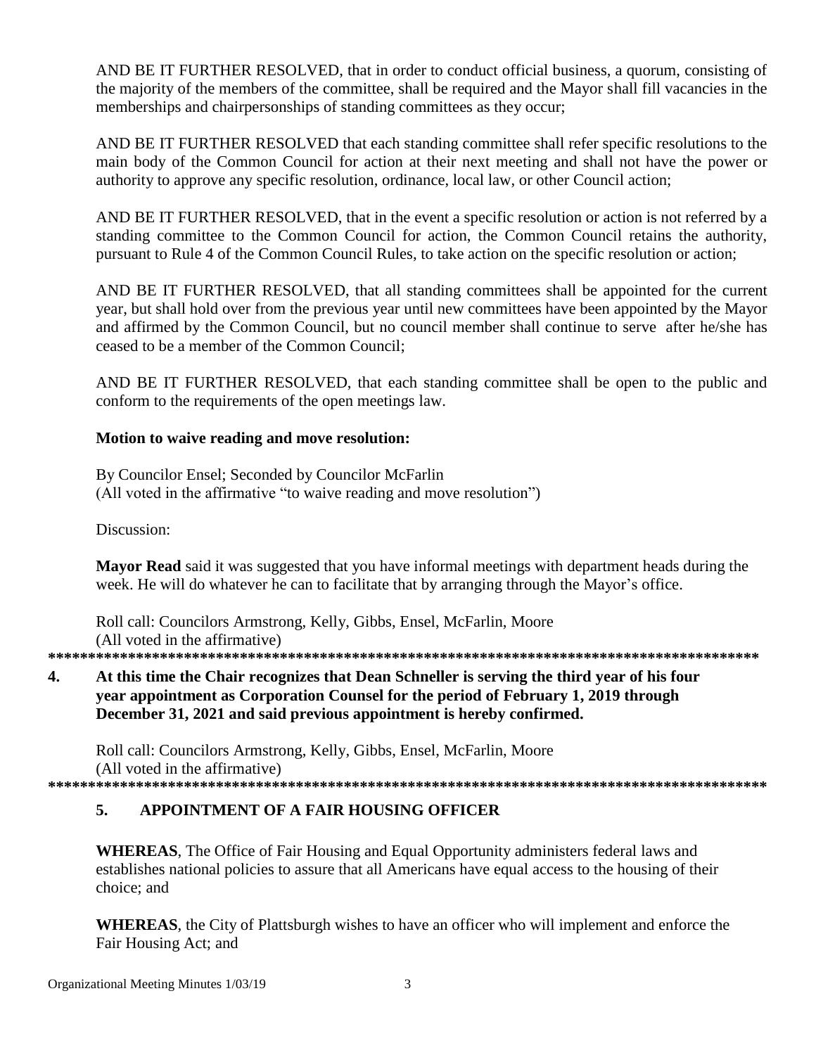AND BE IT FURTHER RESOLVED, that in order to conduct official business, a quorum, consisting of the majority of the members of the committee, shall be required and the Mayor shall fill vacancies in the memberships and chairpersonships of standing committees as they occur;

AND BE IT FURTHER RESOLVED that each standing committee shall refer specific resolutions to the main body of the Common Council for action at their next meeting and shall not have the power or authority to approve any specific resolution, ordinance, local law, or other Council action;

AND BE IT FURTHER RESOLVED, that in the event a specific resolution or action is not referred by a standing committee to the Common Council for action, the Common Council retains the authority, pursuant to Rule 4 of the Common Council Rules, to take action on the specific resolution or action;

AND BE IT FURTHER RESOLVED, that all standing committees shall be appointed for the current year, but shall hold over from the previous year until new committees have been appointed by the Mayor and affirmed by the Common Council, but no council member shall continue to serve after he/she has ceased to be a member of the Common Council;

AND BE IT FURTHER RESOLVED, that each standing committee shall be open to the public and conform to the requirements of the open meetings law.

**Motion to waive reading and move resolution:**

By Councilor Ensel; Seconded by Councilor McFarlin
(All voted in the affirmative "to waive reading and move resolution")

Discussion:

**Mayor Read** said it was suggested that you have informal meetings with department heads during the week. He will do whatever he can to facilitate that by arranging through the Mayor's office.

Roll call: Councilors Armstrong, Kelly, Gibbs, Ensel, McFarlin, Moore
(All voted in the affirmative)

*******************************************************************************************

**4. At this time the Chair recognizes that Dean Schneller is serving the third year of his four year appointment as Corporation Counsel for the period of February 1, 2019 through December 31, 2021 and said previous appointment is hereby confirmed.**

Roll call: Councilors Armstrong, Kelly, Gibbs, Ensel, McFarlin, Moore
(All voted in the affirmative)

*******************************************************************************************

## 5. APPOINTMENT OF A FAIR HOUSING OFFICER

**WHEREAS**, The Office of Fair Housing and Equal Opportunity administers federal laws and establishes national policies to assure that all Americans have equal access to the housing of their choice; and

**WHEREAS**, the City of Plattsburgh wishes to have an officer who will implement and enforce the Fair Housing Act; and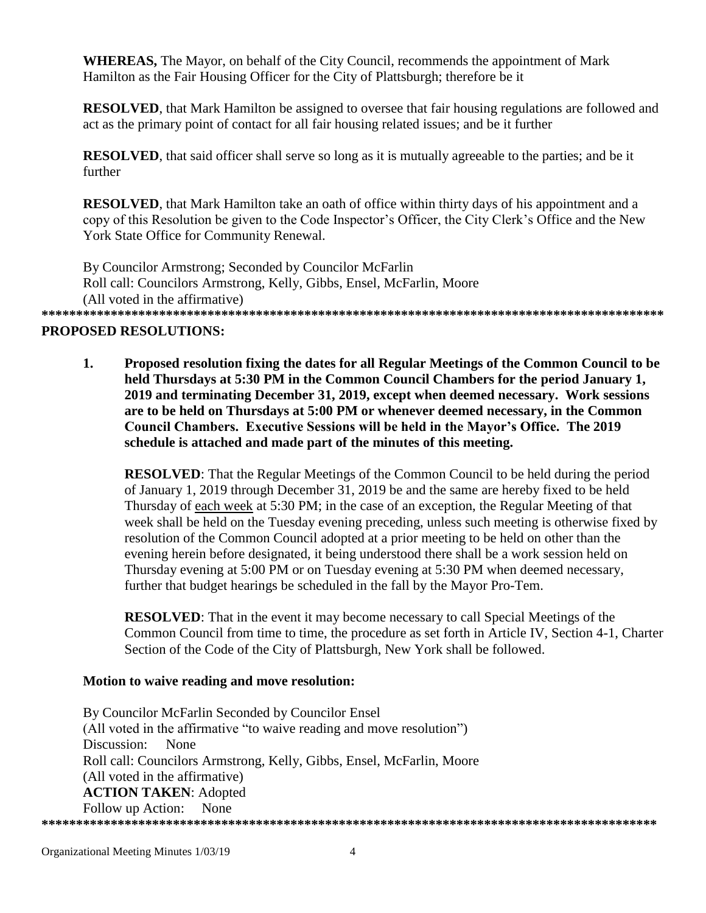**WHEREAS,** The Mayor, on behalf of the City Council, recommends the appointment of Mark Hamilton as the Fair Housing Officer for the City of Plattsburgh; therefore be it

**RESOLVED**, that Mark Hamilton be assigned to oversee that fair housing regulations are followed and act as the primary point of contact for all fair housing related issues; and be it further

**RESOLVED**, that said officer shall serve so long as it is mutually agreeable to the parties; and be it further

**RESOLVED**, that Mark Hamilton take an oath of office within thirty days of his appointment and a copy of this Resolution be given to the Code Inspector's Officer, the City Clerk's Office and the New York State Office for Community Renewal.

By Councilor Armstrong; Seconded by Councilor McFarlin
Roll call: Councilors Armstrong, Kelly, Gibbs, Ensel, McFarlin, Moore
(All voted in the affirmative)

*******************************************************************************************

**PROPOSED RESOLUTIONS:**

1. **Proposed resolution fixing the dates for all Regular Meetings of the Common Council to be held Thursdays at 5:30 PM in the Common Council Chambers for the period January 1, 2019 and terminating December 31, 2019, except when deemed necessary. Work sessions are to be held on Thursdays at 5:00 PM or whenever deemed necessary, in the Common Council Chambers. Executive Sessions will be held in the Mayor's Office. The 2019 schedule is attached and made part of the minutes of this meeting.**

   **RESOLVED**: That the Regular Meetings of the Common Council to be held during the period of January 1, 2019 through December 31, 2019 be and the same are hereby fixed to be held Thursday of each week at 5:30 PM; in the case of an exception, the Regular Meeting of that week shall be held on the Tuesday evening preceding, unless such meeting is otherwise fixed by resolution of the Common Council adopted at a prior meeting to be held on other than the evening herein before designated, it being understood there shall be a work session held on Thursday evening at 5:00 PM or on Tuesday evening at 5:30 PM when deemed necessary, further that budget hearings be scheduled in the fall by the Mayor Pro-Tem.

   **RESOLVED**: That in the event it may become necessary to call Special Meetings of the Common Council from time to time, the procedure as set forth in Article IV, Section 4-1, Charter Section of the Code of the City of Plattsburgh, New York shall be followed.

   **Motion to waive reading and move resolution:**

   By Councilor McFarlin Seconded by Councilor Ensel
   (All voted in the affirmative "to waive reading and move resolution")
   Discussion: None
   Roll call: Councilors Armstrong, Kelly, Gibbs, Ensel, McFarlin, Moore
   (All voted in the affirmative)
   **ACTION TAKEN**: Adopted
   Follow up Action: None

*******************************************************************************************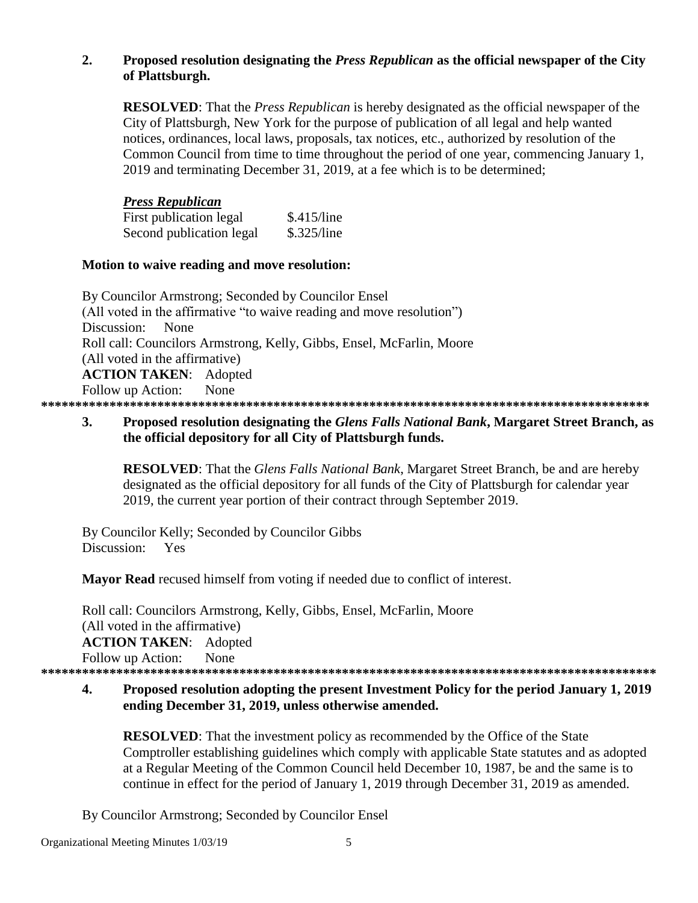**2. Proposed resolution designating the *Press Republican* as the official newspaper of the City of Plattsburgh.**

**RESOLVED**: That the *Press Republican* is hereby designated as the official newspaper of the City of Plattsburgh, New York for the purpose of publication of all legal and help wanted notices, ordinances, local laws, proposals, tax notices, etc., authorized by resolution of the Common Council from time to time throughout the period of one year, commencing January 1, 2019 and terminating December 31, 2019, at a fee which is to be determined;

***Press Republican***

| | |
|---|---|
| First publication legal | $.415/line |
| Second publication legal | $.325/line |

**Motion to waive reading and move resolution:**

By Councilor Armstrong; Seconded by Councilor Ensel
(All voted in the affirmative "to waive reading and move resolution")
Discussion: None
Roll call: Councilors Armstrong, Kelly, Gibbs, Ensel, McFarlin, Moore
(All voted in the affirmative)
**ACTION TAKEN**: Adopted
Follow up Action: None

**********************************************************************************************

**3. Proposed resolution designating the *Glens Falls National Bank*, Margaret Street Branch, as the official depository for all City of Plattsburgh funds.**

**RESOLVED**: That the *Glens Falls National Bank,* Margaret Street Branch, be and are hereby designated as the official depository for all funds of the City of Plattsburgh for calendar year 2019, the current year portion of their contract through September 2019.

By Councilor Kelly; Seconded by Councilor Gibbs
Discussion: Yes

**Mayor Read** recused himself from voting if needed due to conflict of interest.

Roll call: Councilors Armstrong, Kelly, Gibbs, Ensel, McFarlin, Moore
(All voted in the affirmative)
**ACTION TAKEN**: Adopted
Follow up Action: None

**********************************************************************************************

**4. Proposed resolution adopting the present Investment Policy for the period January 1, 2019 ending December 31, 2019, unless otherwise amended.**

**RESOLVED**: That the investment policy as recommended by the Office of the State Comptroller establishing guidelines which comply with applicable State statutes and as adopted at a Regular Meeting of the Common Council held December 10, 1987, be and the same is to continue in effect for the period of January 1, 2019 through December 31, 2019 as amended.

By Councilor Armstrong; Seconded by Councilor Ensel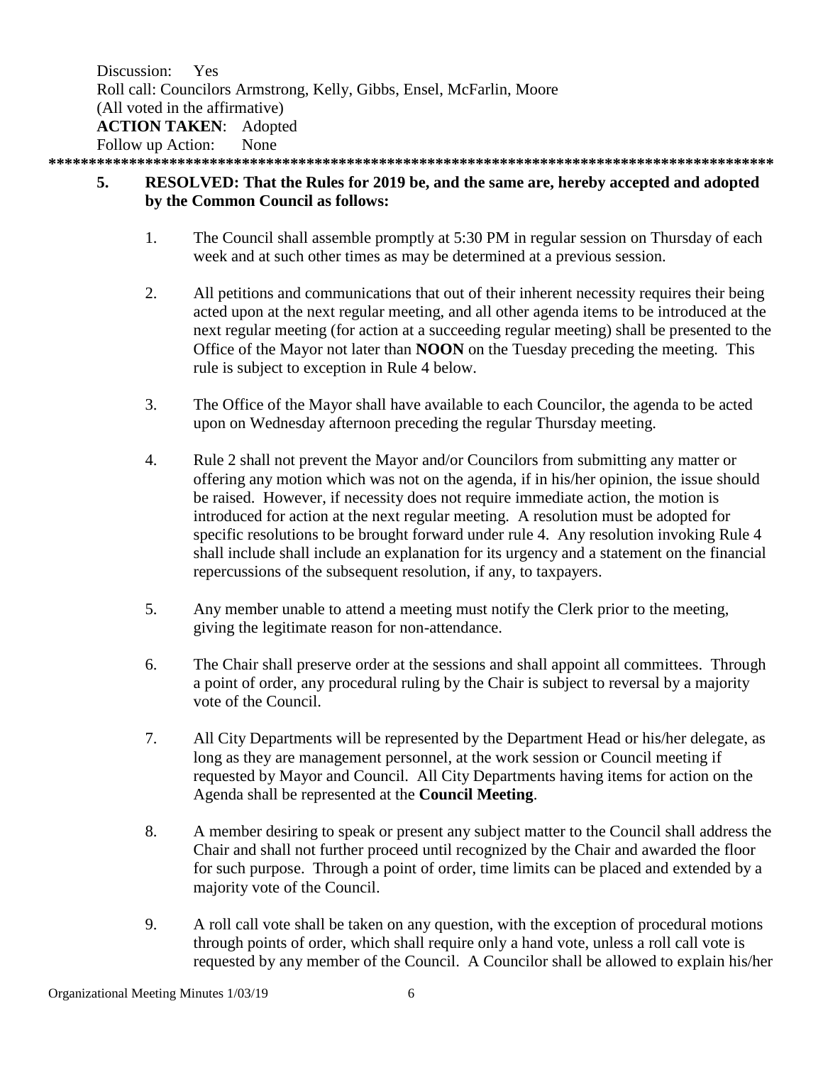Discussion: Yes
Roll call: Councilors Armstrong, Kelly, Gibbs, Ensel, McFarlin, Moore
(All voted in the affirmative)
**ACTION TAKEN**: Adopted
Follow up Action: None

*******************************************************************************************

**5. RESOLVED: That the Rules for 2019 be, and the same are, hereby accepted and adopted by the Common Council as follows:**

1. The Council shall assemble promptly at 5:30 PM in regular session on Thursday of each week and at such other times as may be determined at a previous session.

2. All petitions and communications that out of their inherent necessity requires their being acted upon at the next regular meeting, and all other agenda items to be introduced at the next regular meeting (for action at a succeeding regular meeting) shall be presented to the Office of the Mayor not later than **NOON** on the Tuesday preceding the meeting. This rule is subject to exception in Rule 4 below.

3. The Office of the Mayor shall have available to each Councilor, the agenda to be acted upon on Wednesday afternoon preceding the regular Thursday meeting.

4. Rule 2 shall not prevent the Mayor and/or Councilors from submitting any matter or offering any motion which was not on the agenda, if in his/her opinion, the issue should be raised. However, if necessity does not require immediate action, the motion is introduced for action at the next regular meeting. A resolution must be adopted for specific resolutions to be brought forward under rule 4. Any resolution invoking Rule 4 shall include shall include an explanation for its urgency and a statement on the financial repercussions of the subsequent resolution, if any, to taxpayers.

5. Any member unable to attend a meeting must notify the Clerk prior to the meeting, giving the legitimate reason for non-attendance.

6. The Chair shall preserve order at the sessions and shall appoint all committees. Through a point of order, any procedural ruling by the Chair is subject to reversal by a majority vote of the Council.

7. All City Departments will be represented by the Department Head or his/her delegate, as long as they are management personnel, at the work session or Council meeting if requested by Mayor and Council. All City Departments having items for action on the Agenda shall be represented at the **Council Meeting**.

8. A member desiring to speak or present any subject matter to the Council shall address the Chair and shall not further proceed until recognized by the Chair and awarded the floor for such purpose. Through a point of order, time limits can be placed and extended by a majority vote of the Council.

9. A roll call vote shall be taken on any question, with the exception of procedural motions through points of order, which shall require only a hand vote, unless a roll call vote is requested by any member of the Council. A Councilor shall be allowed to explain his/her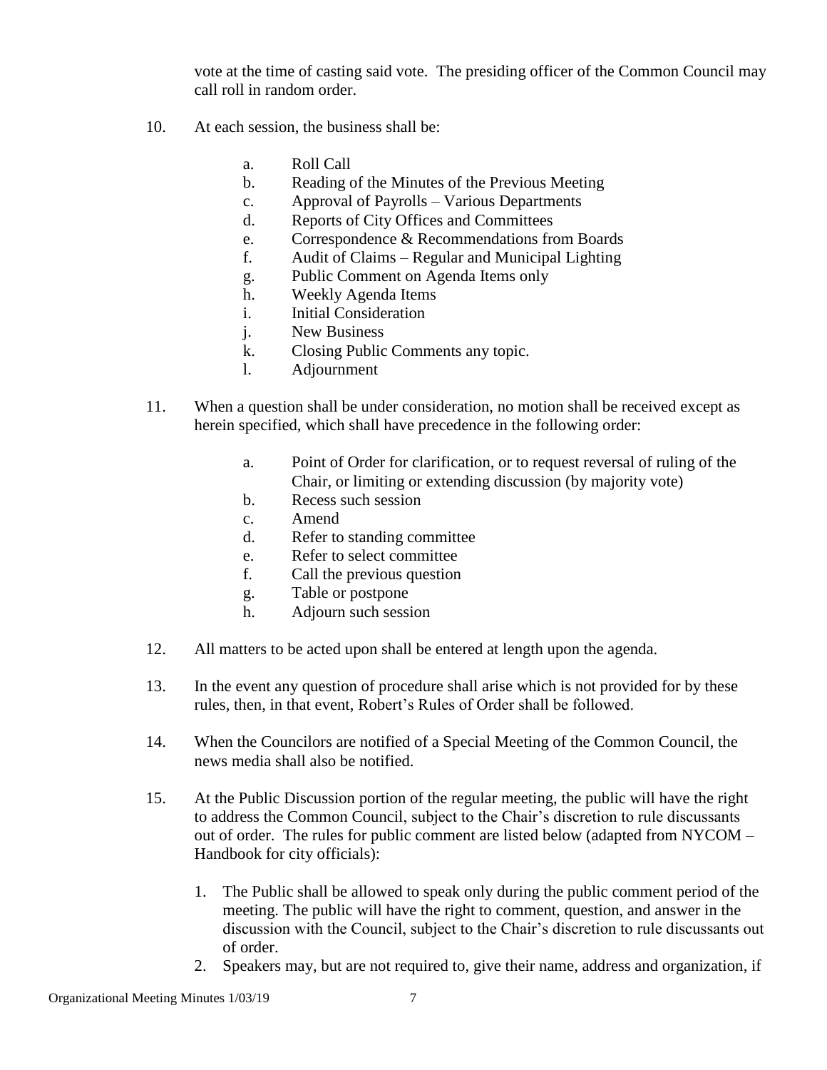vote at the time of casting said vote. The presiding officer of the Common Council may call roll in random order.

10. At each session, the business shall be:

    a. Roll Call
    b. Reading of the Minutes of the Previous Meeting
    c. Approval of Payrolls – Various Departments
    d. Reports of City Offices and Committees
    e. Correspondence & Recommendations from Boards
    f. Audit of Claims – Regular and Municipal Lighting
    g. Public Comment on Agenda Items only
    h. Weekly Agenda Items
    i. Initial Consideration
    j. New Business
    k. Closing Public Comments any topic.
    l. Adjournment

11. When a question shall be under consideration, no motion shall be received except as herein specified, which shall have precedence in the following order:

    a. Point of Order for clarification, or to request reversal of ruling of the Chair, or limiting or extending discussion (by majority vote)
    b. Recess such session
    c. Amend
    d. Refer to standing committee
    e. Refer to select committee
    f. Call the previous question
    g. Table or postpone
    h. Adjourn such session

12. All matters to be acted upon shall be entered at length upon the agenda.

13. In the event any question of procedure shall arise which is not provided for by these rules, then, in that event, Robert's Rules of Order shall be followed.

14. When the Councilors are notified of a Special Meeting of the Common Council, the news media shall also be notified.

15. At the Public Discussion portion of the regular meeting, the public will have the right to address the Common Council, subject to the Chair's discretion to rule discussants out of order. The rules for public comment are listed below (adapted from NYCOM – Handbook for city officials):

    1. The Public shall be allowed to speak only during the public comment period of the meeting. The public will have the right to comment, question, and answer in the discussion with the Council, subject to the Chair's discretion to rule discussants out of order.
    2. Speakers may, but are not required to, give their name, address and organization, if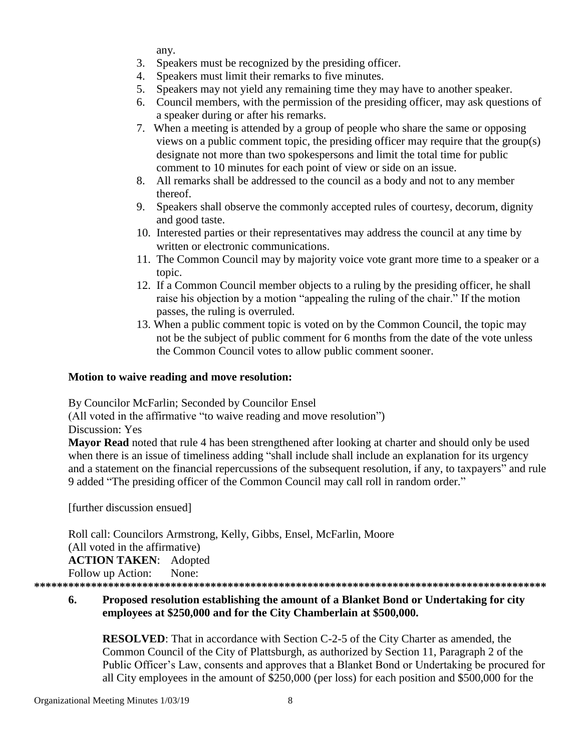any.

3. Speakers must be recognized by the presiding officer.
4. Speakers must limit their remarks to five minutes.
5. Speakers may not yield any remaining time they may have to another speaker.
6. Council members, with the permission of the presiding officer, may ask questions of a speaker during or after his remarks.
7. When a meeting is attended by a group of people who share the same or opposing views on a public comment topic, the presiding officer may require that the group(s) designate not more than two spokespersons and limit the total time for public comment to 10 minutes for each point of view or side on an issue.
8. All remarks shall be addressed to the council as a body and not to any member thereof.
9. Speakers shall observe the commonly accepted rules of courtesy, decorum, dignity and good taste.
10. Interested parties or their representatives may address the council at any time by written or electronic communications.
11. The Common Council may by majority voice vote grant more time to a speaker or a topic.
12. If a Common Council member objects to a ruling by the presiding officer, he shall raise his objection by a motion "appealing the ruling of the chair." If the motion passes, the ruling is overruled.
13. When a public comment topic is voted on by the Common Council, the topic may not be the subject of public comment for 6 months from the date of the vote unless the Common Council votes to allow public comment sooner.

**Motion to waive reading and move resolution:**

By Councilor McFarlin; Seconded by Councilor Ensel
(All voted in the affirmative "to waive reading and move resolution")
Discussion: Yes

**Mayor Read** noted that rule 4 has been strengthened after looking at charter and should only be used when there is an issue of timeliness adding "shall include shall include an explanation for its urgency and a statement on the financial repercussions of the subsequent resolution, if any, to taxpayers" and rule 9 added "The presiding officer of the Common Council may call roll in random order."

[further discussion ensued]

Roll call: Councilors Armstrong, Kelly, Gibbs, Ensel, McFarlin, Moore
(All voted in the affirmative)
**ACTION TAKEN**: Adopted
Follow up Action: None:

******************************************************************************************

**6. Proposed resolution establishing the amount of a Blanket Bond or Undertaking for city employees at $250,000 and for the City Chamberlain at $500,000.**

**RESOLVED**: That in accordance with Section C-2-5 of the City Charter as amended, the Common Council of the City of Plattsburgh, as authorized by Section 11, Paragraph 2 of the Public Officer's Law, consents and approves that a Blanket Bond or Undertaking be procured for all City employees in the amount of $250,000 (per loss) for each position and $500,000 for the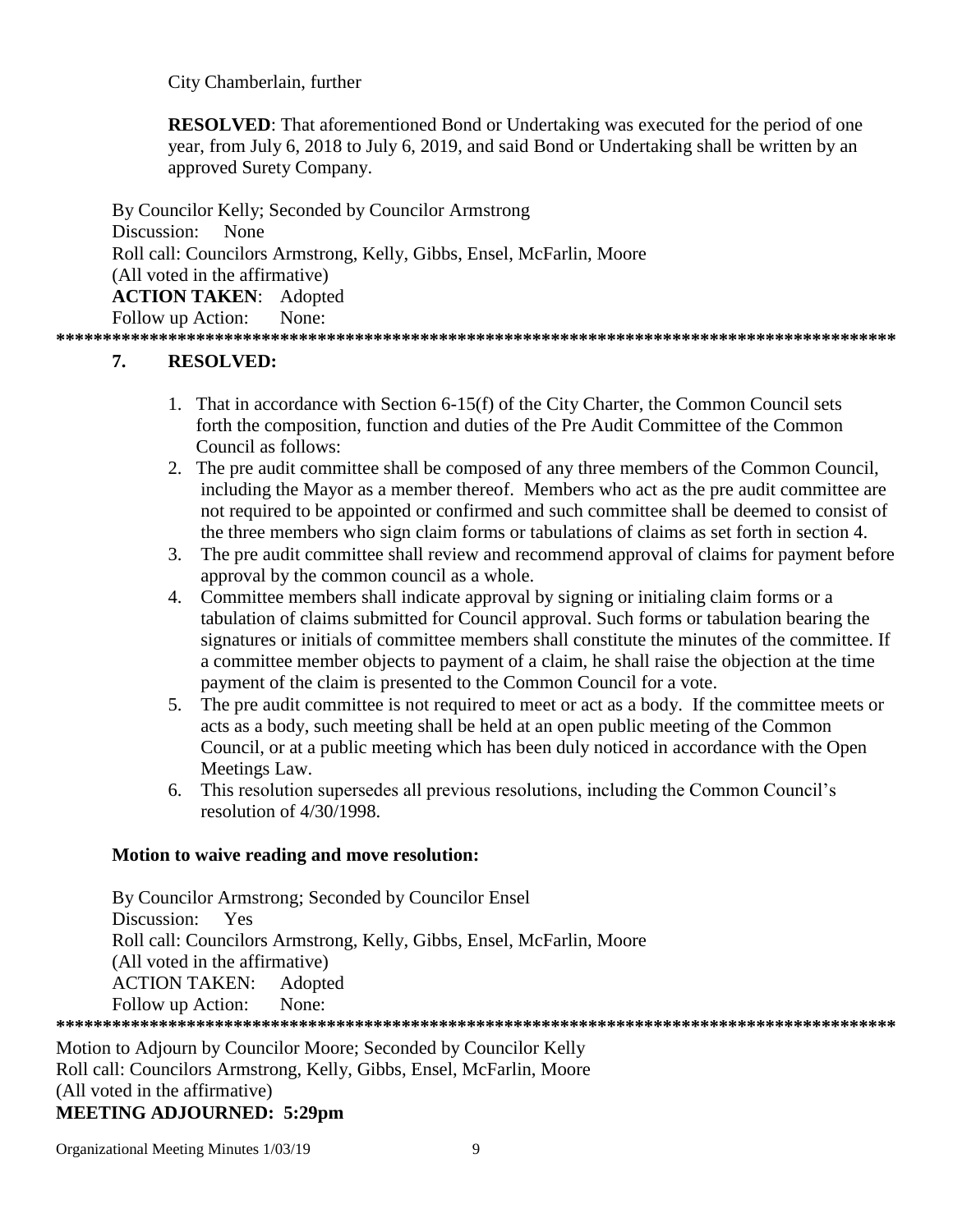City Chamberlain, further

**RESOLVED**: That aforementioned Bond or Undertaking was executed for the period of one year, from July 6, 2018 to July 6, 2019, and said Bond or Undertaking shall be written by an approved Surety Company.

By Councilor Kelly; Seconded by Councilor Armstrong
Discussion: None
Roll call: Councilors Armstrong, Kelly, Gibbs, Ensel, McFarlin, Moore
(All voted in the affirmative)
**ACTION TAKEN**: Adopted
Follow up Action: None:

*******************************************************************************************

**7. RESOLVED:**

1. That in accordance with Section 6-15(f) of the City Charter, the Common Council sets forth the composition, function and duties of the Pre Audit Committee of the Common Council as follows:
2. The pre audit committee shall be composed of any three members of the Common Council, including the Mayor as a member thereof. Members who act as the pre audit committee are not required to be appointed or confirmed and such committee shall be deemed to consist of the three members who sign claim forms or tabulations of claims as set forth in section 4.
3. The pre audit committee shall review and recommend approval of claims for payment before approval by the common council as a whole.
4. Committee members shall indicate approval by signing or initialing claim forms or a tabulation of claims submitted for Council approval. Such forms or tabulation bearing the signatures or initials of committee members shall constitute the minutes of the committee. If a committee member objects to payment of a claim, he shall raise the objection at the time payment of the claim is presented to the Common Council for a vote.
5. The pre audit committee is not required to meet or act as a body. If the committee meets or acts as a body, such meeting shall be held at an open public meeting of the Common Council, or at a public meeting which has been duly noticed in accordance with the Open Meetings Law.
6. This resolution supersedes all previous resolutions, including the Common Council's resolution of 4/30/1998.

**Motion to waive reading and move resolution:**

By Councilor Armstrong; Seconded by Councilor Ensel
Discussion: Yes
Roll call: Councilors Armstrong, Kelly, Gibbs, Ensel, McFarlin, Moore
(All voted in the affirmative)
ACTION TAKEN: Adopted
Follow up Action: None:

*******************************************************************************************

Motion to Adjourn by Councilor Moore; Seconded by Councilor Kelly
Roll call: Councilors Armstrong, Kelly, Gibbs, Ensel, McFarlin, Moore
(All voted in the affirmative)
**MEETING ADJOURNED: 5:29pm**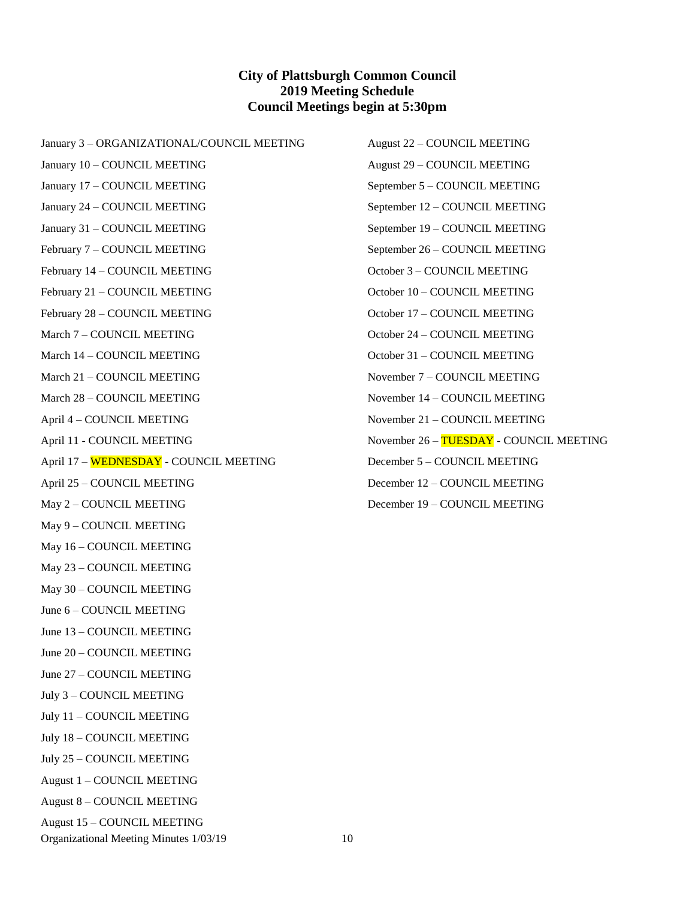**City of Plattsburgh Common Council**
**2019 Meeting Schedule**
**Council Meetings begin at 5:30pm**

January 3 – ORGANIZATIONAL/COUNCIL MEETING

January 10 – COUNCIL MEETING

January 17 – COUNCIL MEETING

January 24 – COUNCIL MEETING

January 31 – COUNCIL MEETING

February 7 – COUNCIL MEETING

February 14 – COUNCIL MEETING

February 21 – COUNCIL MEETING

February 28 – COUNCIL MEETING

March 7 – COUNCIL MEETING

March 14 – COUNCIL MEETING

March 21 – COUNCIL MEETING

March 28 – COUNCIL MEETING

April 4 – COUNCIL MEETING

April 11 - COUNCIL MEETING

April 17 – WEDNESDAY - COUNCIL MEETING

April 25 – COUNCIL MEETING

May 2 – COUNCIL MEETING

May 9 – COUNCIL MEETING

May 16 – COUNCIL MEETING

May 23 – COUNCIL MEETING

May 30 – COUNCIL MEETING

June 6 – COUNCIL MEETING

June 13 – COUNCIL MEETING

June 20 – COUNCIL MEETING

June 27 – COUNCIL MEETING

July 3 – COUNCIL MEETING

July 11 – COUNCIL MEETING

July 18 – COUNCIL MEETING

July 25 – COUNCIL MEETING

August 1 – COUNCIL MEETING

August 8 – COUNCIL MEETING

August 15 – COUNCIL MEETING

August 22 – COUNCIL MEETING

August 29 – COUNCIL MEETING

September 5 – COUNCIL MEETING

September 12 – COUNCIL MEETING

September 19 – COUNCIL MEETING

September 26 – COUNCIL MEETING

October 3 – COUNCIL MEETING

October 10 – COUNCIL MEETING

October 17 – COUNCIL MEETING

October 24 – COUNCIL MEETING

October 31 – COUNCIL MEETING

November 7 – COUNCIL MEETING

November 14 – COUNCIL MEETING

November 21 – COUNCIL MEETING

November 26 – TUESDAY - COUNCIL MEETING

December 5 – COUNCIL MEETING

December 12 – COUNCIL MEETING

December 19 – COUNCIL MEETING

Organizational Meeting Minutes 1/03/19